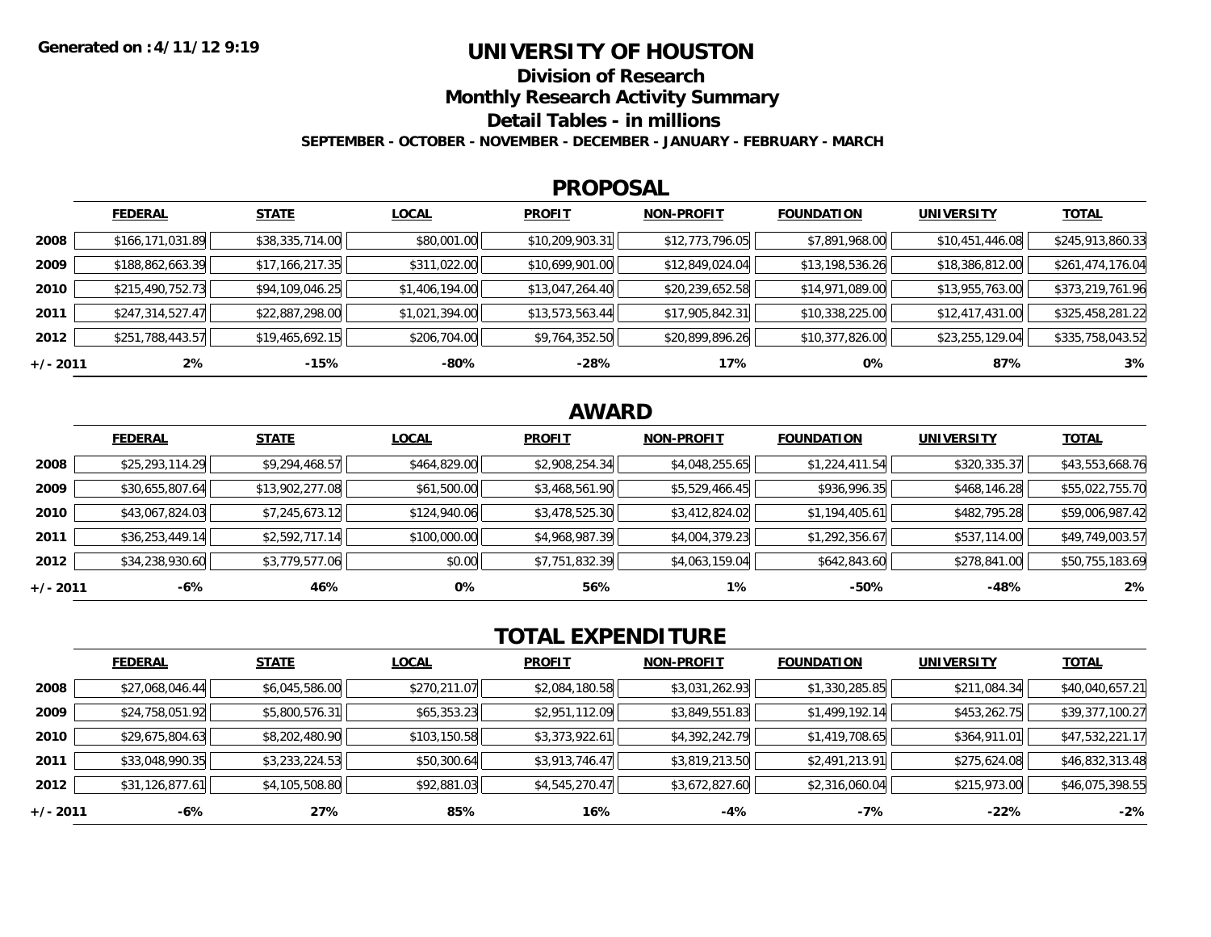Generated on :4/11/12 9:19

# UNIVERSITY OF HOUSTON

## Division of Research

## Monthly Research Activity Summary

## Detail Tables - in millions

**SEPTEMBER - OCTOBER - NOVEMBER - DECEMBER - JANUARY - FEBRUARY - MARCH**

## PROPOSAL

| | FEDERAL | STATE | LOCAL | PROFIT | NON-PROFIT | FOUNDATION | UNIVERSITY | TOTAL |
|---|---|---|---|---|---|---|---|---|
| **2008** | $166,171,031.89 | $38,335,714.00 | $80,001.00 | $10,209,903.31 | $12,773,796.05 | $7,891,968.00 | $10,451,446.08 | $245,913,860.33 |
| **2009** | $188,862,663.39 | $17,166,217.35 | $311,022.00 | $10,699,901.00 | $12,849,024.04 | $13,198,536.26 | $18,386,812.00 | $261,474,176.04 |
| **2010** | $215,490,752.73 | $94,109,046.25 | $1,406,194.00 | $13,047,264.40 | $20,239,652.58 | $14,971,089.00 | $13,955,763.00 | $373,219,761.96 |
| **2011** | $247,314,527.47 | $22,887,298.00 | $1,021,394.00 | $13,573,563.44 | $17,905,842.31 | $10,338,225.00 | $12,417,431.00 | $325,458,281.22 |
| **2012** | $251,788,443.57 | $19,465,692.15 | $206,704.00 | $9,764,352.50 | $20,899,896.26 | $10,377,826.00 | $23,255,129.04 | $335,758,043.52 |
| **+/- 2011** | **2%** | **-15%** | **-80%** | **-28%** | **17%** | **0%** | **87%** | **3%** |

## AWARD

| | FEDERAL | STATE | LOCAL | PROFIT | NON-PROFIT | FOUNDATION | UNIVERSITY | TOTAL |
|---|---|---|---|---|---|---|---|---|
| **2008** | $25,293,114.29 | $9,294,468.57 | $464,829.00 | $2,908,254.34 | $4,048,255.65 | $1,224,411.54 | $320,335.37 | $43,553,668.76 |
| **2009** | $30,655,807.64 | $13,902,277.08 | $61,500.00 | $3,468,561.90 | $5,529,466.45 | $936,996.35 | $468,146.28 | $55,022,755.70 |
| **2010** | $43,067,824.03 | $7,245,673.12 | $124,940.06 | $3,478,525.30 | $3,412,824.02 | $1,194,405.61 | $482,795.28 | $59,006,987.42 |
| **2011** | $36,253,449.14 | $2,592,717.14 | $100,000.00 | $4,968,987.39 | $4,004,379.23 | $1,292,356.67 | $537,114.00 | $49,749,003.57 |
| **2012** | $34,238,930.60 | $3,779,577.06 | $0.00 | $7,751,832.39 | $4,063,159.04 | $642,843.60 | $278,841.00 | $50,755,183.69 |
| **+/- 2011** | **-6%** | **46%** | **0%** | **56%** | **1%** | **-50%** | **-48%** | **2%** |

## TOTAL EXPENDITURE

| | FEDERAL | STATE | LOCAL | PROFIT | NON-PROFIT | FOUNDATION | UNIVERSITY | TOTAL |
|---|---|---|---|---|---|---|---|---|
| **2008** | $27,068,046.44 | $6,045,586.00 | $270,211.07 | $2,084,180.58 | $3,031,262.93 | $1,330,285.85 | $211,084.34 | $40,040,657.21 |
| **2009** | $24,758,051.92 | $5,800,576.31 | $65,353.23 | $2,951,112.09 | $3,849,551.83 | $1,499,192.14 | $453,262.75 | $39,377,100.27 |
| **2010** | $29,675,804.63 | $8,202,480.90 | $103,150.58 | $3,373,922.61 | $4,392,242.79 | $1,419,708.65 | $364,911.01 | $47,532,221.17 |
| **2011** | $33,048,990.35 | $3,233,224.53 | $50,300.64 | $3,913,746.47 | $3,819,213.50 | $2,491,213.91 | $275,624.08 | $46,832,313.48 |
| **2012** | $31,126,877.61 | $4,105,508.80 | $92,881.03 | $4,545,270.47 | $3,672,827.60 | $2,316,060.04 | $215,973.00 | $46,075,398.55 |
| **+/- 2011** | **-6%** | **27%** | **85%** | **16%** | **-4%** | **-7%** | **-22%** | **-2%** |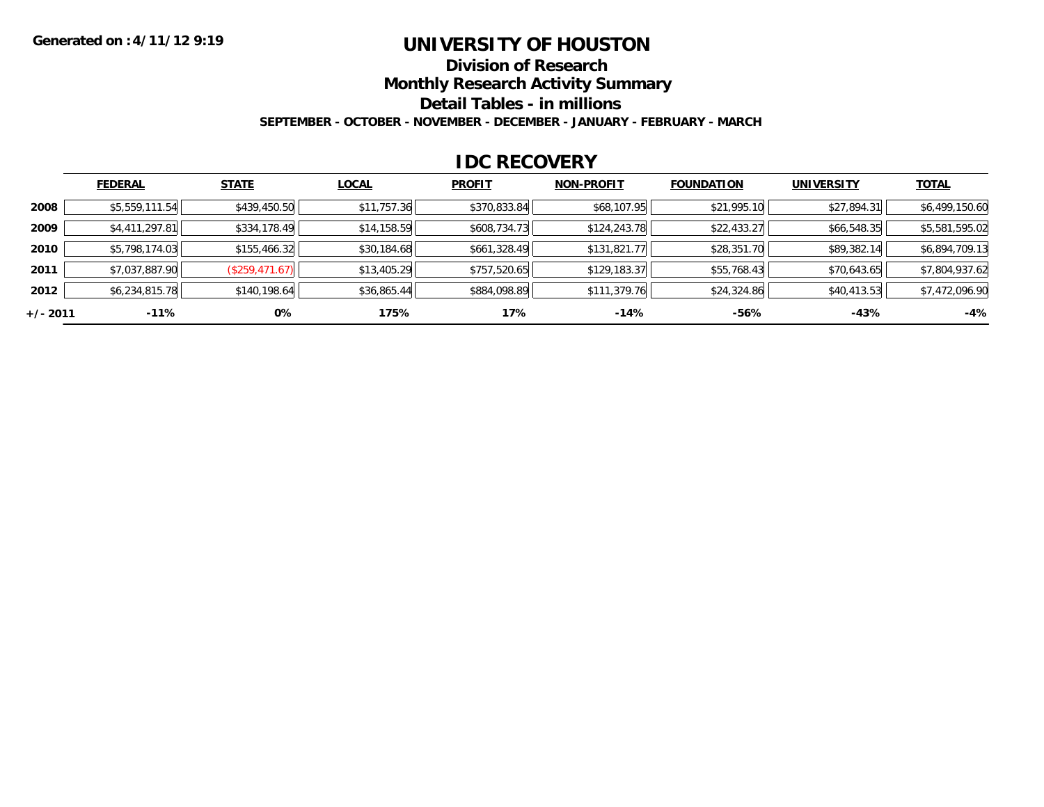**Generated on :4/11/12 9:19**

# UNIVERSITY OF HOUSTON

## Division of Research

## Monthly Research Activity Summary

## Detail Tables - in millions

**SEPTEMBER - OCTOBER - NOVEMBER - DECEMBER - JANUARY - FEBRUARY - MARCH**

## IDC RECOVERY

| | FEDERAL | STATE | LOCAL | PROFIT | NON-PROFIT | FOUNDATION | UNIVERSITY | TOTAL |
|---|---|---|---|---|---|---|---|---|
| **2008** | $5,559,111.54 | $439,450.50 | $11,757.36 | $370,833.84 | $68,107.95 | $21,995.10 | $27,894.31 | $6,499,150.60 |
| **2009** | $4,411,297.81 | $334,178.49 | $14,158.59 | $608,734.73 | $124,243.78 | $22,433.27 | $66,548.35 | $5,581,595.02 |
| **2010** | $5,798,174.03 | $155,466.32 | $30,184.68 | $661,328.49 | $131,821.77 | $28,351.70 | $89,382.14 | $6,894,709.13 |
| **2011** | $7,037,887.90 | ($259,471.67) | $13,405.29 | $757,520.65 | $129,183.37 | $55,768.43 | $70,643.65 | $7,804,937.62 |
| **2012** | $6,234,815.78 | $140,198.64 | $36,865.44 | $884,098.89 | $111,379.76 | $24,324.86 | $40,413.53 | $7,472,096.90 |
| **+/- 2011** | **-11%** | **0%** | **175%** | **17%** | **-14%** | **-56%** | **-43%** | **-4%** |